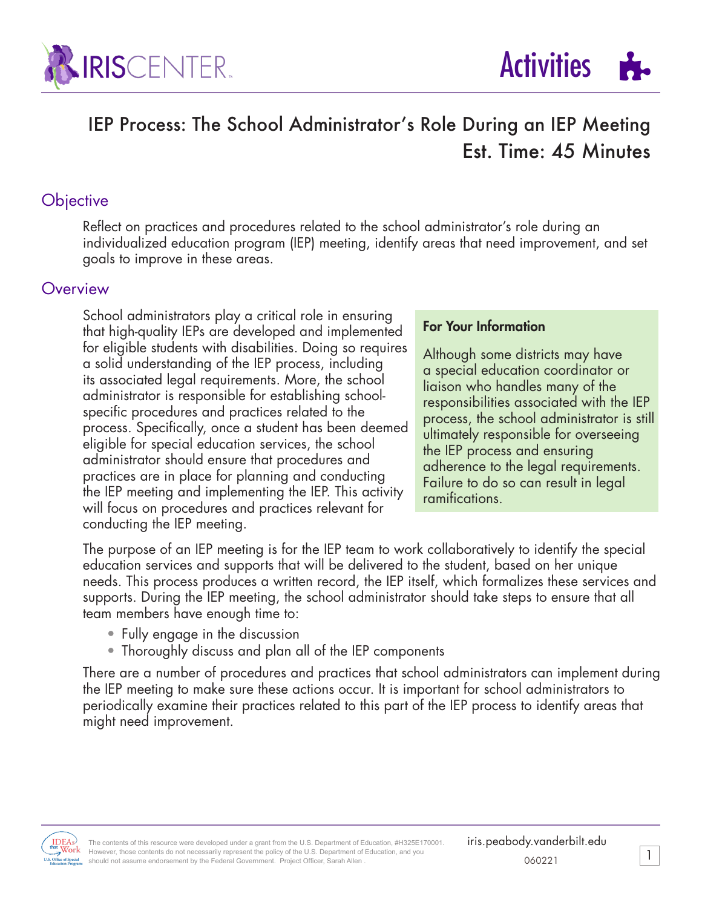# IEP Process: The School Administrator's Role During an IEP Meeting

Est. Time: 45 Minutes

## Objective

Reflect on practices and procedures related to the school administrator's role during an individualized education program (IEP) meeting, identify areas that need improvement, and set goals to improve in these areas.

## Overview

School administrators play a critical role in ensuring that high-quality IEPs are developed and implemented for eligible students with disabilities. Doing so requires a solid understanding of the IEP process, including its associated legal requirements. More, the school administrator is responsible for establishing school-specific procedures and practices related to the process. Specifically, once a student has been deemed eligible for special education services, the school administrator should ensure that procedures and practices are in place for planning and conducting the IEP meeting and implementing the IEP. This activity will focus on procedures and practices relevant for conducting the IEP meeting.

**For Your Information**

Although some districts may have a special education coordinator or liaison who handles many of the responsibilities associated with the IEP process, the school administrator is still ultimately responsible for overseeing the IEP process and ensuring adherence to the legal requirements. Failure to do so can result in legal ramifications.

The purpose of an IEP meeting is for the IEP team to work collaboratively to identify the special education services and supports that will be delivered to the student, based on her unique needs. This process produces a written record, the IEP itself, which formalizes these services and supports. During the IEP meeting, the school administrator should take steps to ensure that all team members have enough time to:

- Fully engage in the discussion
- Thoroughly discuss and plan all of the IEP components

There are a number of procedures and practices that school administrators can implement during the IEP meeting to make sure these actions occur. It is important for school administrators to periodically examine their practices related to this part of the IEP process to identify areas that might need improvement.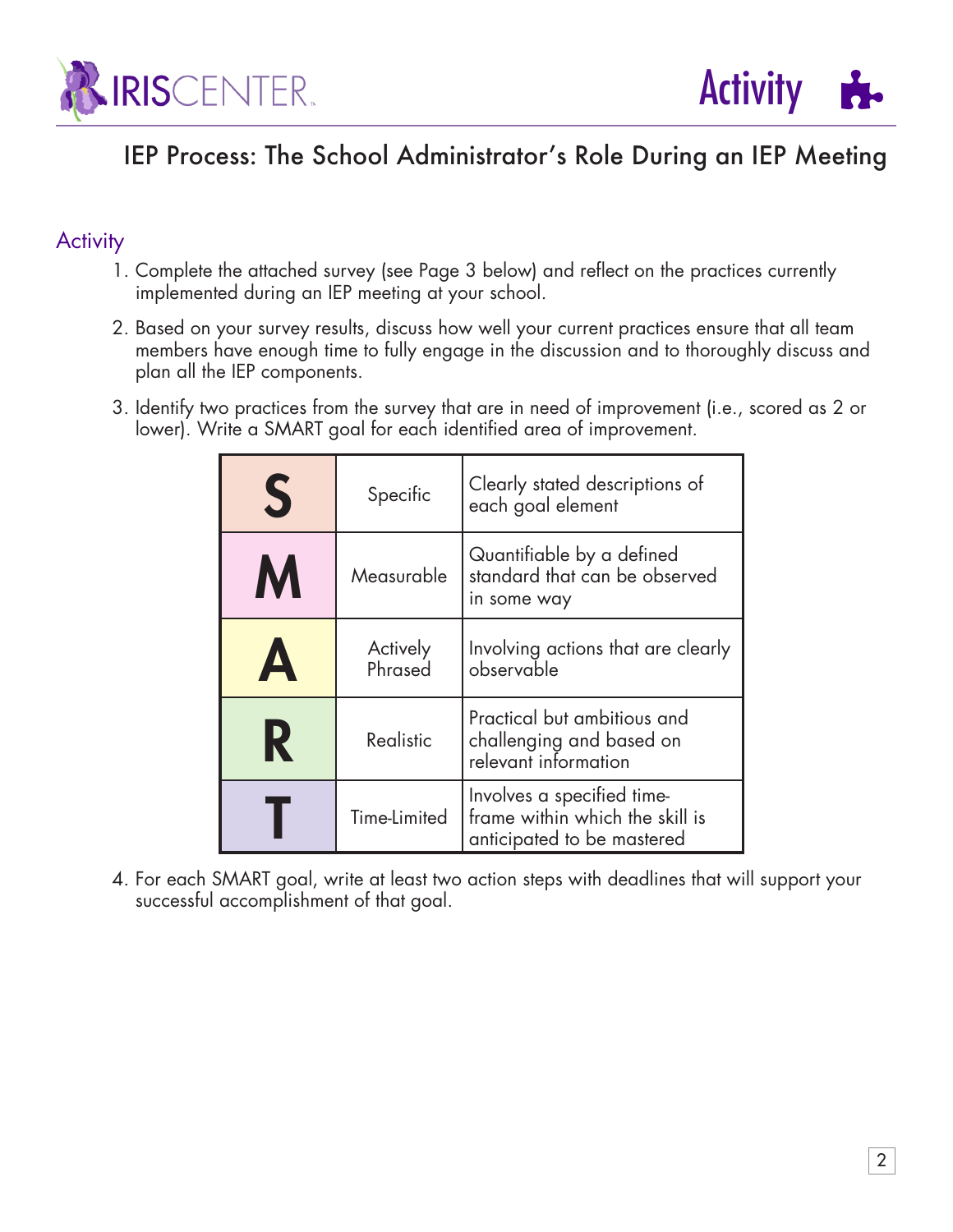# IEP Process: The School Administrator's Role During an IEP Meeting

## Activity

1. Complete the attached survey (see Page 3 below) and reflect on the practices currently implemented during an IEP meeting at your school.

2. Based on your survey results, discuss how well your current practices ensure that all team members have enough time to fully engage in the discussion and to thoroughly discuss and plan all the IEP components.

3. Identify two practices from the survey that are in need of improvement (i.e., scored as 2 or lower). Write a SMART goal for each identified area of improvement.

| | | |
|---|---|---|
| **S** | Specific | Clearly stated descriptions of each goal element |
| **M** | Measurable | Quantifiable by a defined standard that can be observed in some way |
| **A** | Actively Phrased | Involving actions that are clearly observable |
| **R** | Realistic | Practical but ambitious and challenging and based on relevant information |
| **T** | Time-Limited | Involves a specified time-frame within which the skill is anticipated to be mastered |

4. For each SMART goal, write at least two action steps with deadlines that will support your successful accomplishment of that goal.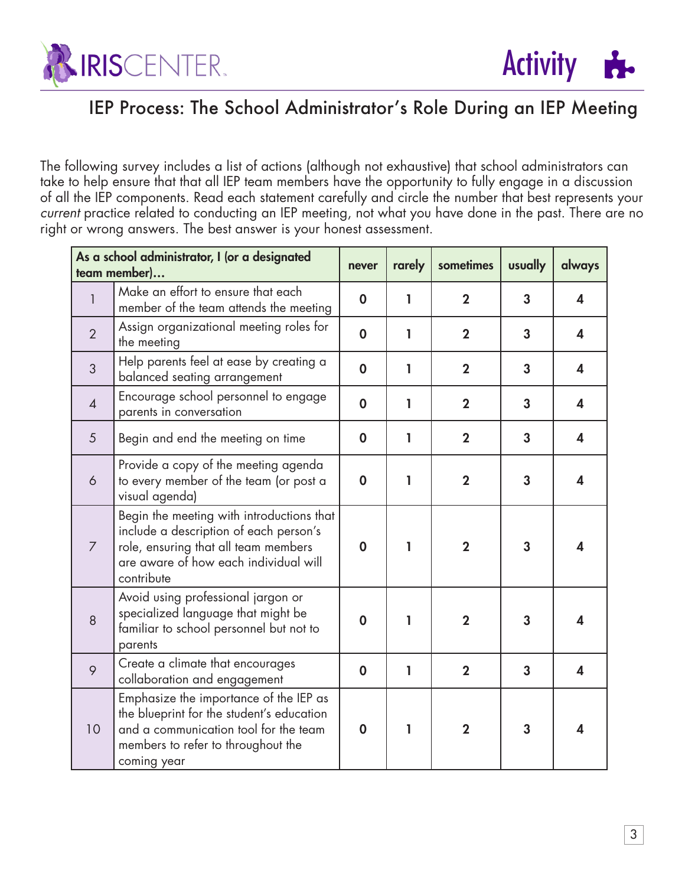# IEP Process: The School Administrator's Role During an IEP Meeting

The following survey includes a list of actions (although not exhaustive) that school administrators can take to help ensure that that all IEP team members have the opportunity to fully engage in a discussion of all the IEP components. Read each statement carefully and circle the number that best represents your *current* practice related to conducting an IEP meeting, not what you have done in the past. There are no right or wrong answers. The best answer is your honest assessment.

| **As a school administrator, I (or a designated team member)…** | | **never** | **rarely** | **sometimes** | **usually** | **always** |
|---|---|---|---|---|---|---|
| 1 | Make an effort to ensure that each member of the team attends the meeting | **0** | **1** | **2** | **3** | **4** |
| 2 | Assign organizational meeting roles for the meeting | **0** | **1** | **2** | **3** | **4** |
| 3 | Help parents feel at ease by creating a balanced seating arrangement | **0** | **1** | **2** | **3** | **4** |
| 4 | Encourage school personnel to engage parents in conversation | **0** | **1** | **2** | **3** | **4** |
| 5 | Begin and end the meeting on time | **0** | **1** | **2** | **3** | **4** |
| 6 | Provide a copy of the meeting agenda to every member of the team (or post a visual agenda) | **0** | **1** | **2** | **3** | **4** |
| 7 | Begin the meeting with introductions that include a description of each person's role, ensuring that all team members are aware of how each individual will contribute | **0** | **1** | **2** | **3** | **4** |
| 8 | Avoid using professional jargon or specialized language that might be familiar to school personnel but not to parents | **0** | **1** | **2** | **3** | **4** |
| 9 | Create a climate that encourages collaboration and engagement | **0** | **1** | **2** | **3** | **4** |
| 10 | Emphasize the importance of the IEP as the blueprint for the student's education and a communication tool for the team members to refer to throughout the coming year | **0** | **1** | **2** | **3** | **4** |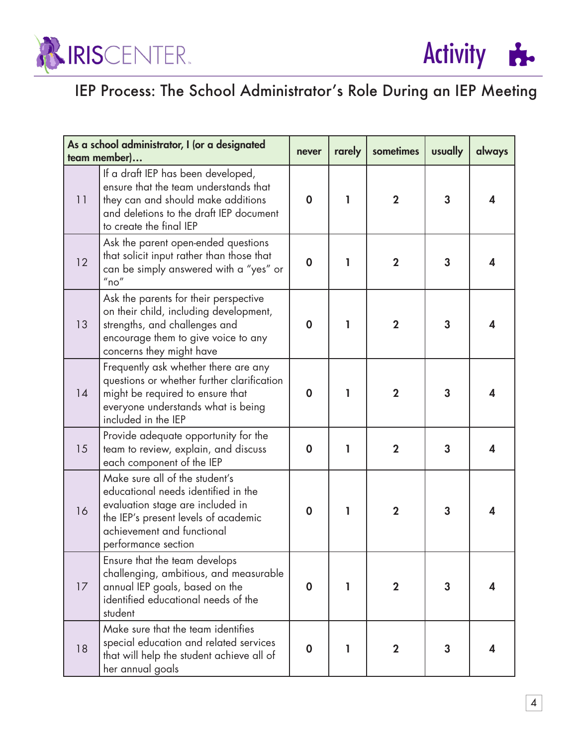## IEP Process: The School Administrator's Role During an IEP Meeting

| | As a school administrator, I (or a designated team member)… | never | rarely | sometimes | usually | always |
|---|---|---|---|---|---|---|
| 11 | If a draft IEP has been developed, ensure that the team understands that they can and should make additions and deletions to the draft IEP document to create the final IEP | 0 | 1 | 2 | 3 | 4 |
| 12 | Ask the parent open-ended questions that solicit input rather than those that can be simply answered with a "yes" or "no" | 0 | 1 | 2 | 3 | 4 |
| 13 | Ask the parents for their perspective on their child, including development, strengths, and challenges and encourage them to give voice to any concerns they might have | 0 | 1 | 2 | 3 | 4 |
| 14 | Frequently ask whether there are any questions or whether further clarification might be required to ensure that everyone understands what is being included in the IEP | 0 | 1 | 2 | 3 | 4 |
| 15 | Provide adequate opportunity for the team to review, explain, and discuss each component of the IEP | 0 | 1 | 2 | 3 | 4 |
| 16 | Make sure all of the student's educational needs identified in the evaluation stage are included in the IEP's present levels of academic achievement and functional performance section | 0 | 1 | 2 | 3 | 4 |
| 17 | Ensure that the team develops challenging, ambitious, and measurable annual IEP goals, based on the identified educational needs of the student | 0 | 1 | 2 | 3 | 4 |
| 18 | Make sure that the team identifies special education and related services that will help the student achieve all of her annual goals | 0 | 1 | 2 | 3 | 4 |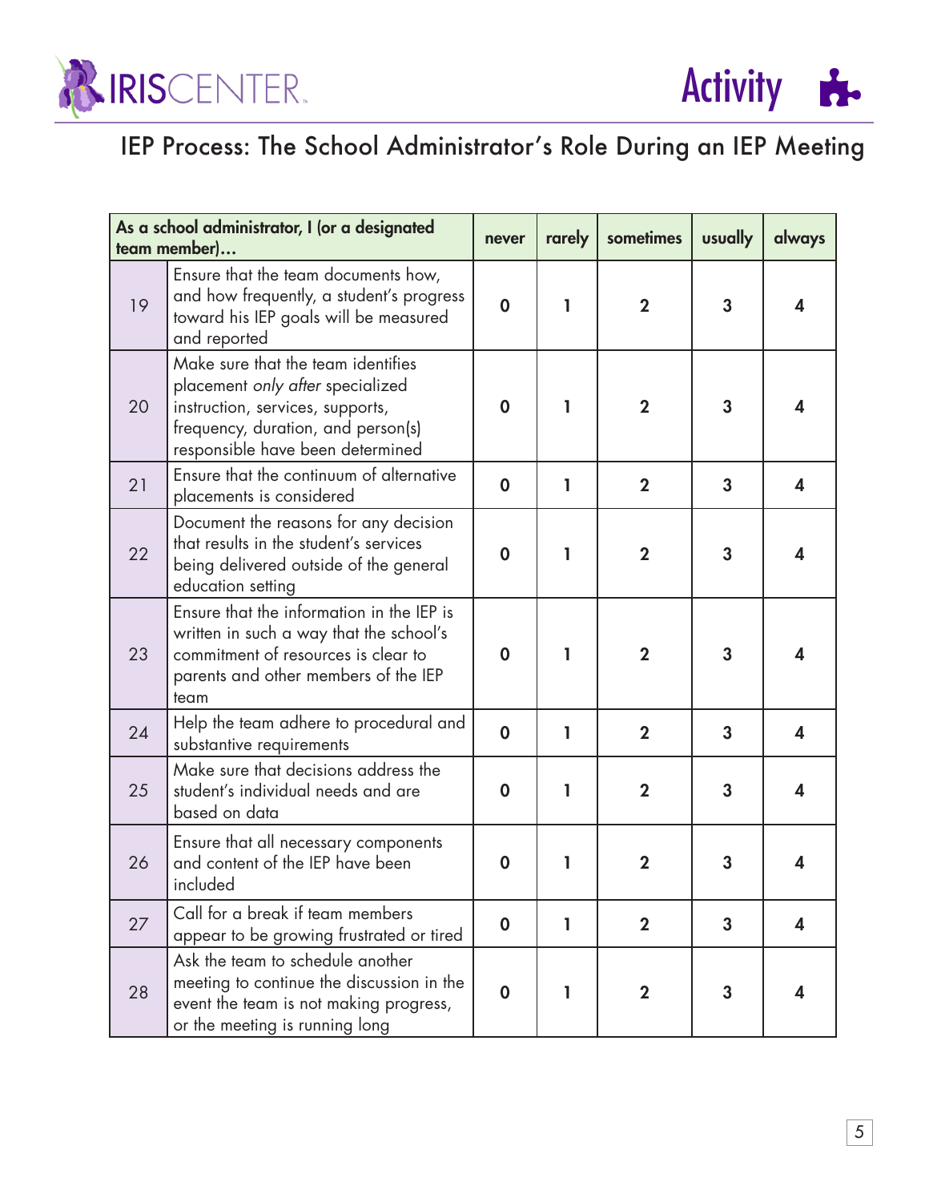# IEP Process: The School Administrator's Role During an IEP Meeting

| | As a school administrator, I (or a designated team member)… | never | rarely | sometimes | usually | always |
|---|---|---|---|---|---|---|
| 19 | Ensure that the team documents how, and how frequently, a student's progress toward his IEP goals will be measured and reported | 0 | 1 | 2 | 3 | 4 |
| 20 | Make sure that the team identifies placement *only after* specialized instruction, services, supports, frequency, duration, and person(s) responsible have been determined | 0 | 1 | 2 | 3 | 4 |
| 21 | Ensure that the continuum of alternative placements is considered | 0 | 1 | 2 | 3 | 4 |
| 22 | Document the reasons for any decision that results in the student's services being delivered outside of the general education setting | 0 | 1 | 2 | 3 | 4 |
| 23 | Ensure that the information in the IEP is written in such a way that the school's commitment of resources is clear to parents and other members of the IEP team | 0 | 1 | 2 | 3 | 4 |
| 24 | Help the team adhere to procedural and substantive requirements | 0 | 1 | 2 | 3 | 4 |
| 25 | Make sure that decisions address the student's individual needs and are based on data | 0 | 1 | 2 | 3 | 4 |
| 26 | Ensure that all necessary components and content of the IEP have been included | 0 | 1 | 2 | 3 | 4 |
| 27 | Call for a break if team members appear to be growing frustrated or tired | 0 | 1 | 2 | 3 | 4 |
| 28 | Ask the team to schedule another meeting to continue the discussion in the event the team is not making progress, or the meeting is running long | 0 | 1 | 2 | 3 | 4 |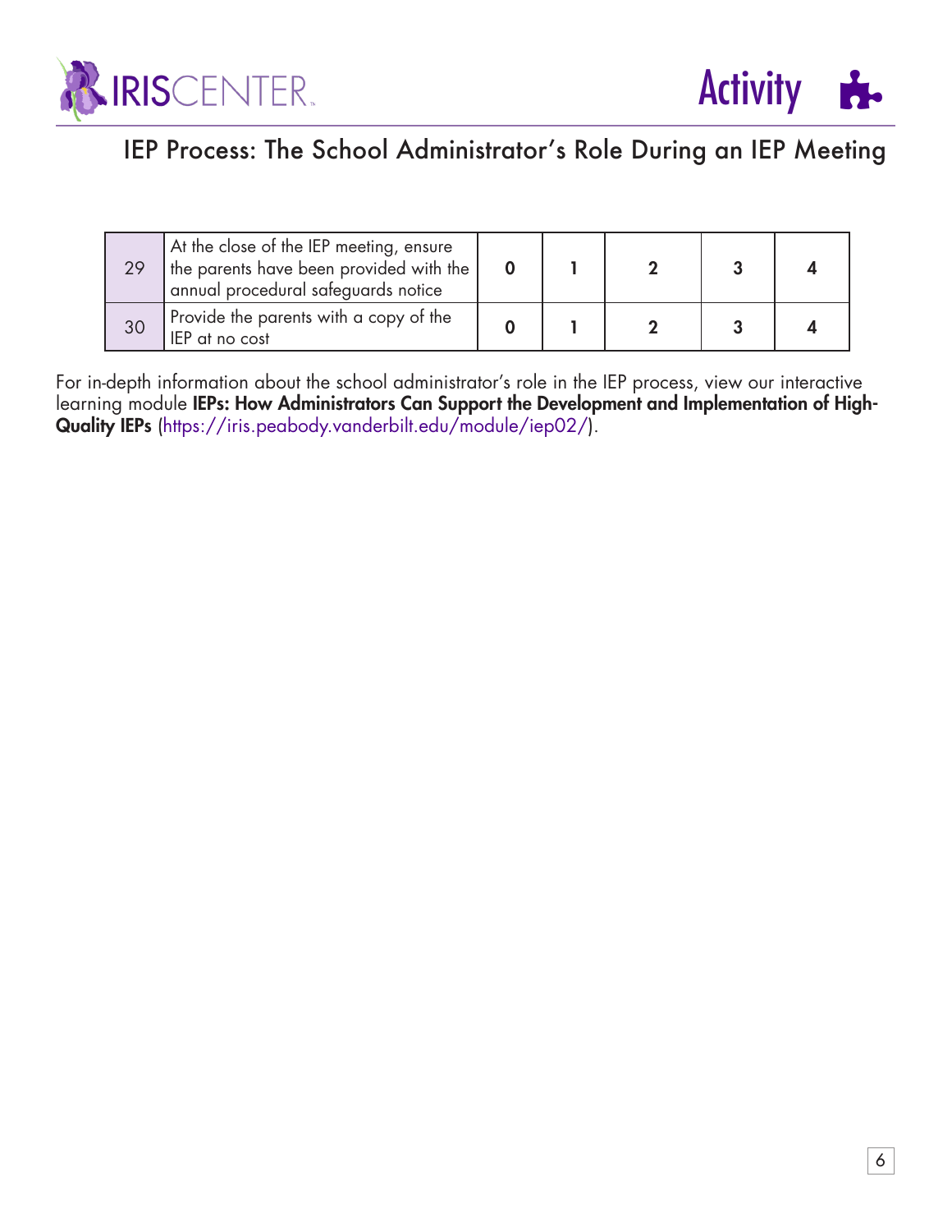| | | | | | | |
|---|---|---|---|---|---|---|
| 29 | At the close of the IEP meeting, ensure the parents have been provided with the annual procedural safeguards notice | **0** | **1** | **2** | **3** | **4** |
| 30 | Provide the parents with a copy of the IEP at no cost | **0** | **1** | **2** | **3** | **4** |

For in-depth information about the school administrator's role in the IEP process, view our interactive learning module **IEPs: How Administrators Can Support the Development and Implementation of High-Quality IEPs** (https://iris.peabody.vanderbilt.edu/module/iep02/).